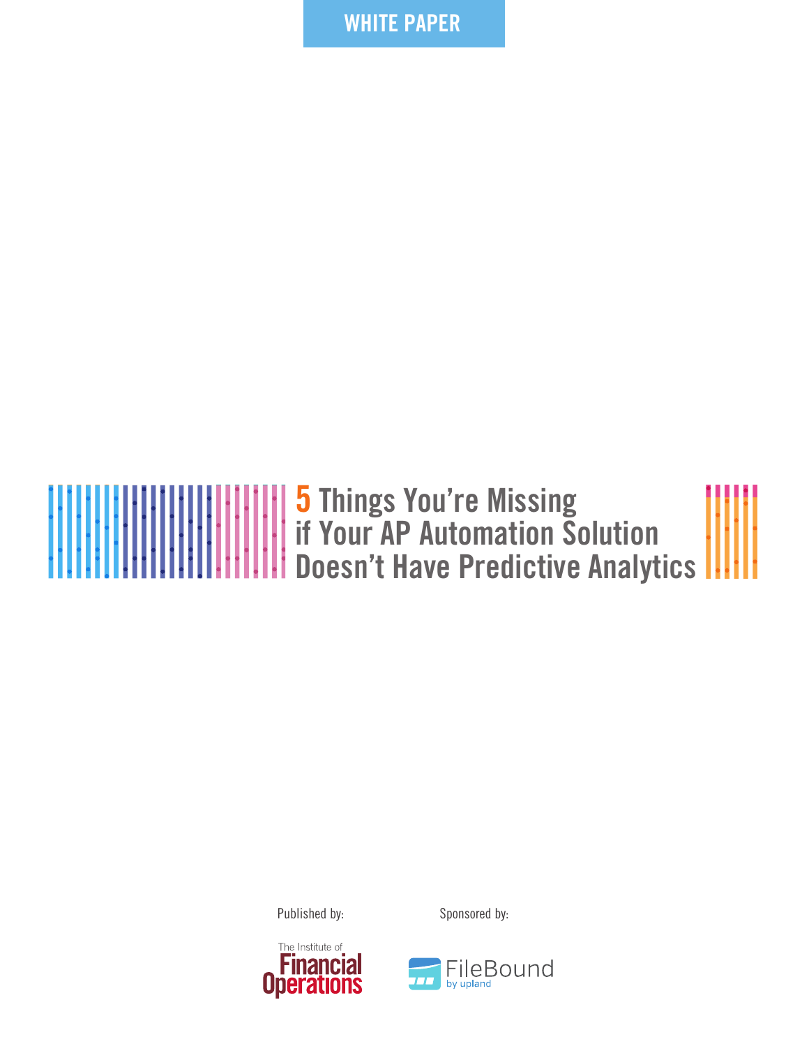WHITE PAPER

# 5 Things You're Missing if Your AP Automation Solution Doesn't Have Predictive Analytics

Published by:

The Institute of Financial Operations

Sponsored by:

FileBound by upland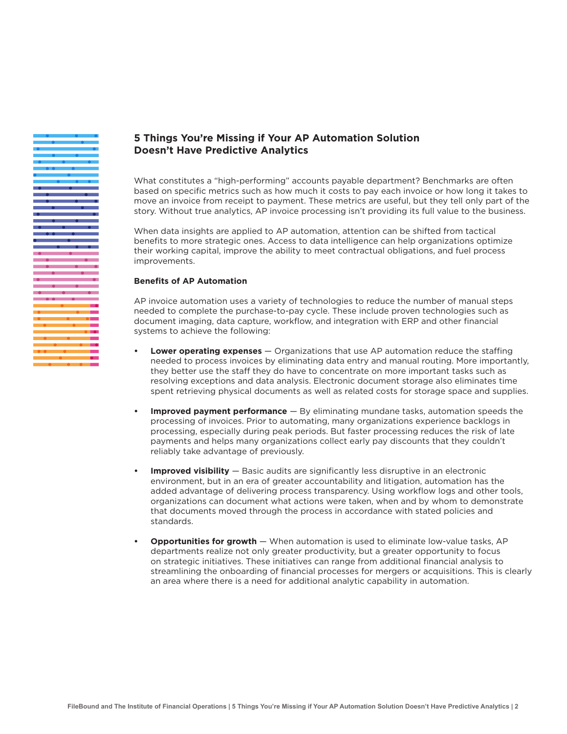## 5 Things You're Missing if Your AP Automation Solution Doesn't Have Predictive Analytics

What constitutes a "high-performing" accounts payable department? Benchmarks are often based on specific metrics such as how much it costs to pay each invoice or how long it takes to move an invoice from receipt to payment. These metrics are useful, but they tell only part of the story. Without true analytics, AP invoice processing isn't providing its full value to the business.

When data insights are applied to AP automation, attention can be shifted from tactical benefits to more strategic ones. Access to data intelligence can help organizations optimize their working capital, improve the ability to meet contractual obligations, and fuel process improvements.

### Benefits of AP Automation

AP invoice automation uses a variety of technologies to reduce the number of manual steps needed to complete the purchase-to-pay cycle. These include proven technologies such as document imaging, data capture, workflow, and integration with ERP and other financial systems to achieve the following:

- **Lower operating expenses** — Organizations that use AP automation reduce the staffing needed to process invoices by eliminating data entry and manual routing. More importantly, they better use the staff they do have to concentrate on more important tasks such as resolving exceptions and data analysis. Electronic document storage also eliminates time spent retrieving physical documents as well as related costs for storage space and supplies.

- **Improved payment performance** — By eliminating mundane tasks, automation speeds the processing of invoices. Prior to automating, many organizations experience backlogs in processing, especially during peak periods. But faster processing reduces the risk of late payments and helps many organizations collect early pay discounts that they couldn't reliably take advantage of previously.

- **Improved visibility** — Basic audits are significantly less disruptive in an electronic environment, but in an era of greater accountability and litigation, automation has the added advantage of delivering process transparency. Using workflow logs and other tools, organizations can document what actions were taken, when and by whom to demonstrate that documents moved through the process in accordance with stated policies and standards.

- **Opportunities for growth** — When automation is used to eliminate low-value tasks, AP departments realize not only greater productivity, but a greater opportunity to focus on strategic initiatives. These initiatives can range from additional financial analysis to streamlining the onboarding of financial processes for mergers or acquisitions. This is clearly an area where there is a need for additional analytic capability in automation.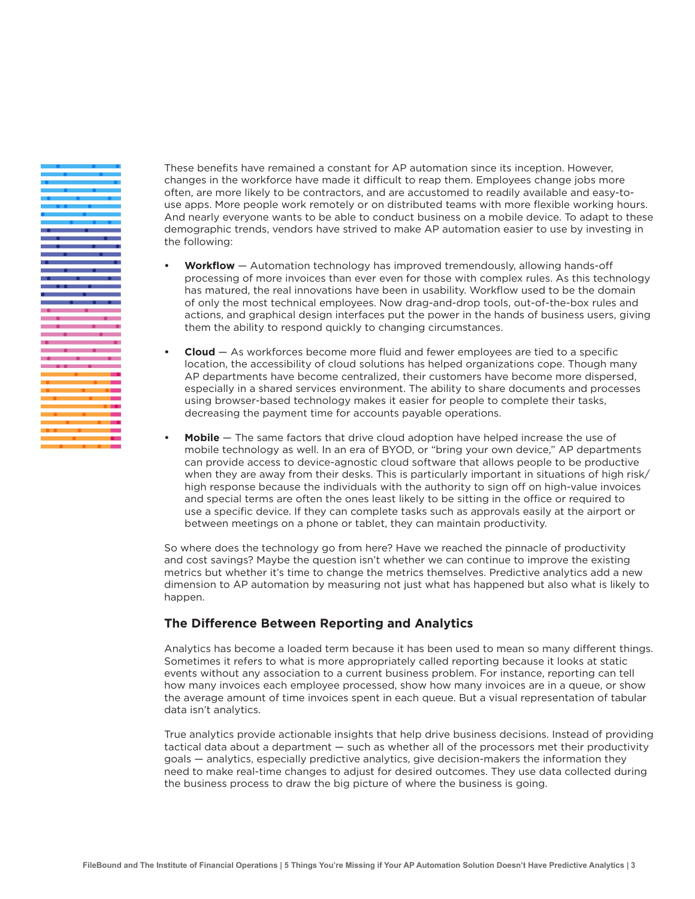These benefits have remained a constant for AP automation since its inception. However, changes in the workforce have made it difficult to reap them. Employees change jobs more often, are more likely to be contractors, and are accustomed to readily available and easy-to-use apps. More people work remotely or on distributed teams with more flexible working hours. And nearly everyone wants to be able to conduct business on a mobile device. To adapt to these demographic trends, vendors have strived to make AP automation easier to use by investing in the following:

- **Workflow** — Automation technology has improved tremendously, allowing hands-off processing of more invoices than ever even for those with complex rules. As this technology has matured, the real innovations have been in usability. Workflow used to be the domain of only the most technical employees. Now drag-and-drop tools, out-of-the-box rules and actions, and graphical design interfaces put the power in the hands of business users, giving them the ability to respond quickly to changing circumstances.

- **Cloud** — As workforces become more fluid and fewer employees are tied to a specific location, the accessibility of cloud solutions has helped organizations cope. Though many AP departments have become centralized, their customers have become more dispersed, especially in a shared services environment. The ability to share documents and processes using browser-based technology makes it easier for people to complete their tasks, decreasing the payment time for accounts payable operations.

- **Mobile** — The same factors that drive cloud adoption have helped increase the use of mobile technology as well. In an era of BYOD, or "bring your own device," AP departments can provide access to device-agnostic cloud software that allows people to be productive when they are away from their desks. This is particularly important in situations of high risk/high response because the individuals with the authority to sign off on high-value invoices and special terms are often the ones least likely to be sitting in the office or required to use a specific device. If they can complete tasks such as approvals easily at the airport or between meetings on a phone or tablet, they can maintain productivity.

So where does the technology go from here? Have we reached the pinnacle of productivity and cost savings? Maybe the question isn't whether we can continue to improve the existing metrics but whether it's time to change the metrics themselves. Predictive analytics add a new dimension to AP automation by measuring not just what has happened but also what is likely to happen.

### The Difference Between Reporting and Analytics

Analytics has become a loaded term because it has been used to mean so many different things. Sometimes it refers to what is more appropriately called reporting because it looks at static events without any association to a current business problem. For instance, reporting can tell how many invoices each employee processed, show how many invoices are in a queue, or show the average amount of time invoices spent in each queue. But a visual representation of tabular data isn't analytics.

True analytics provide actionable insights that help drive business decisions. Instead of providing tactical data about a department — such as whether all of the processors met their productivity goals — analytics, especially predictive analytics, give decision-makers the information they need to make real-time changes to adjust for desired outcomes. They use data collected during the business process to draw the big picture of where the business is going.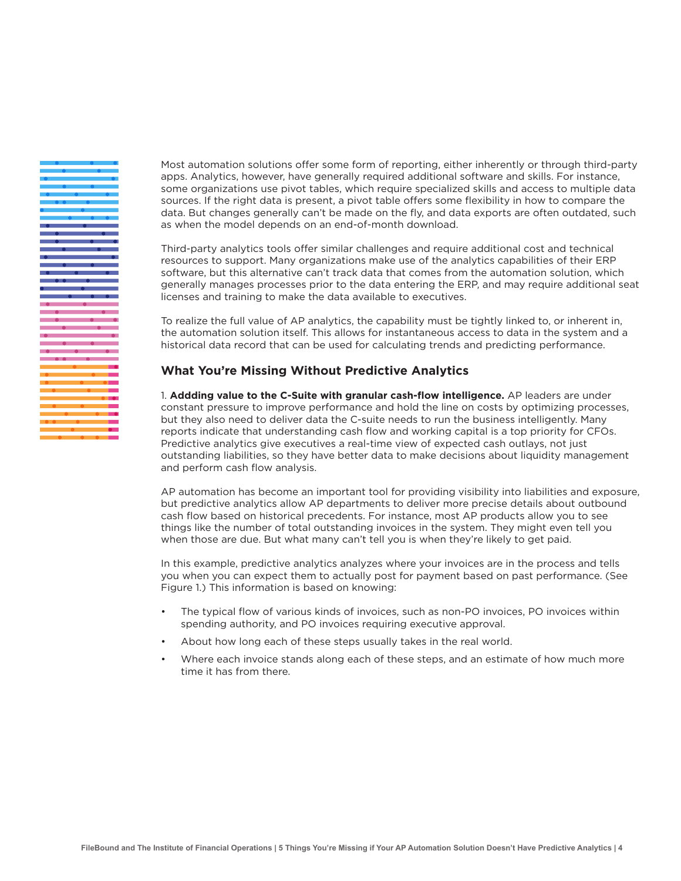Most automation solutions offer some form of reporting, either inherently or through third-party apps. Analytics, however, have generally required additional software and skills. For instance, some organizations use pivot tables, which require specialized skills and access to multiple data sources. If the right data is present, a pivot table offers some flexibility in how to compare the data. But changes generally can't be made on the fly, and data exports are often outdated, such as when the model depends on an end-of-month download.

Third-party analytics tools offer similar challenges and require additional cost and technical resources to support. Many organizations make use of the analytics capabilities of their ERP software, but this alternative can't track data that comes from the automation solution, which generally manages processes prior to the data entering the ERP, and may require additional seat licenses and training to make the data available to executives.

To realize the full value of AP analytics, the capability must be tightly linked to, or inherent in, the automation solution itself. This allows for instantaneous access to data in the system and a historical data record that can be used for calculating trends and predicting performance.

## What You're Missing Without Predictive Analytics

1. **Addding value to the C-Suite with granular cash-flow intelligence.** AP leaders are under constant pressure to improve performance and hold the line on costs by optimizing processes, but they also need to deliver data the C-suite needs to run the business intelligently. Many reports indicate that understanding cash flow and working capital is a top priority for CFOs. Predictive analytics give executives a real-time view of expected cash outlays, not just outstanding liabilities, so they have better data to make decisions about liquidity management and perform cash flow analysis.

AP automation has become an important tool for providing visibility into liabilities and exposure, but predictive analytics allow AP departments to deliver more precise details about outbound cash flow based on historical precedents. For instance, most AP products allow you to see things like the number of total outstanding invoices in the system. They might even tell you when those are due. But what many can't tell you is when they're likely to get paid.

In this example, predictive analytics analyzes where your invoices are in the process and tells you when you can expect them to actually post for payment based on past performance. (See Figure 1.) This information is based on knowing:

- The typical flow of various kinds of invoices, such as non-PO invoices, PO invoices within spending authority, and PO invoices requiring executive approval.
- About how long each of these steps usually takes in the real world.
- Where each invoice stands along each of these steps, and an estimate of how much more time it has from there.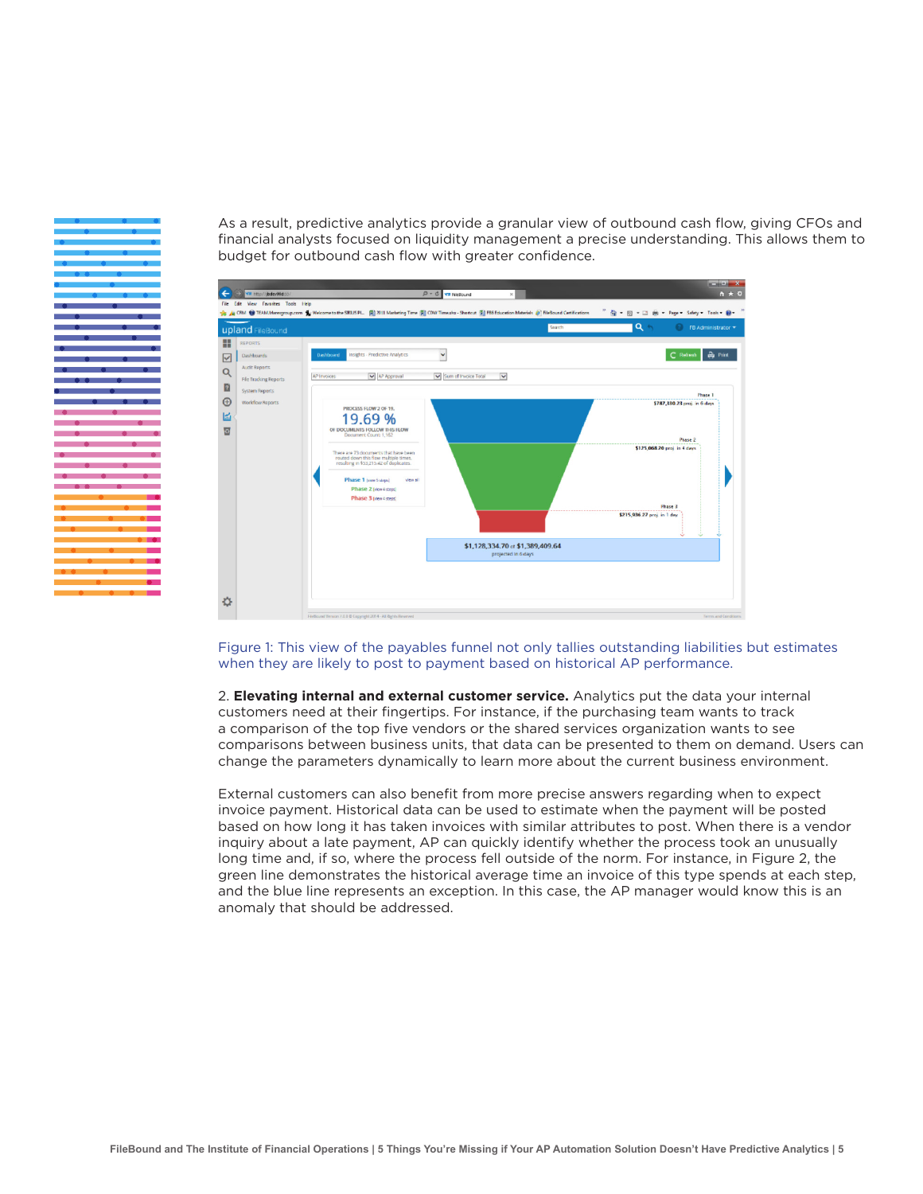As a result, predictive analytics provide a granular view of outbound cash flow, giving CFOs and financial analysts focused on liquidity management a precise understanding. This allows them to budget for outbound cash flow with greater confidence.

Figure 1: This view of the payables funnel not only tallies outstanding liabilities but estimates when they are likely to post to payment based on historical AP performance.

2. **Elevating internal and external customer service.** Analytics put the data your internal customers need at their fingertips. For instance, if the purchasing team wants to track a comparison of the top five vendors or the shared services organization wants to see comparisons between business units, that data can be presented to them on demand. Users can change the parameters dynamically to learn more about the current business environment.

External customers can also benefit from more precise answers regarding when to expect invoice payment. Historical data can be used to estimate when the payment will be posted based on how long it has taken invoices with similar attributes to post. When there is a vendor inquiry about a late payment, AP can quickly identify whether the process took an unusually long time and, if so, where the process fell outside of the norm. For instance, in Figure 2, the green line demonstrates the historical average time an invoice of this type spends at each step, and the blue line represents an exception. In this case, the AP manager would know this is an anomaly that should be addressed.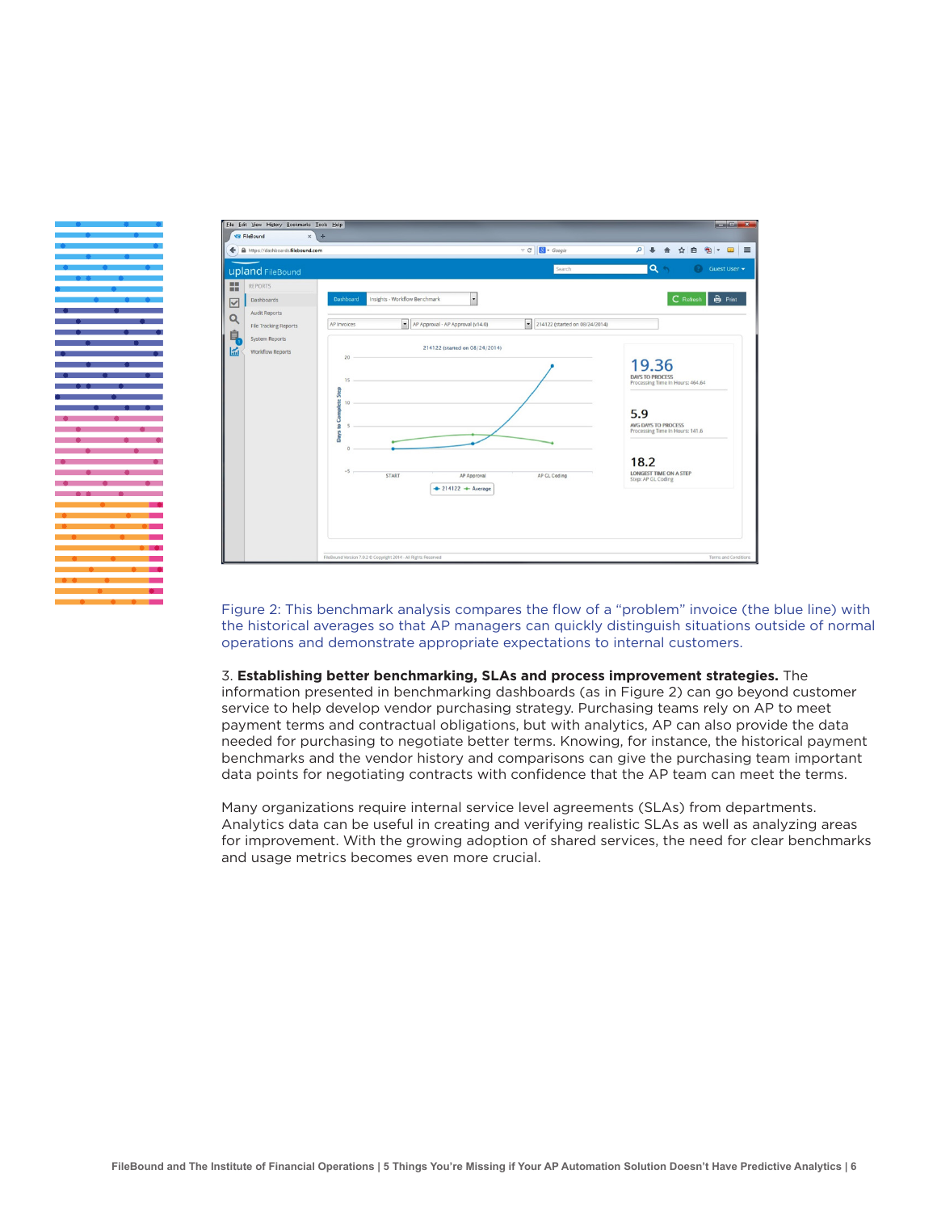Figure 2: This benchmark analysis compares the flow of a "problem" invoice (the blue line) with the historical averages so that AP managers can quickly distinguish situations outside of normal operations and demonstrate appropriate expectations to internal customers.

3. **Establishing better benchmarking, SLAs and process improvement strategies.** The information presented in benchmarking dashboards (as in Figure 2) can go beyond customer service to help develop vendor purchasing strategy. Purchasing teams rely on AP to meet payment terms and contractual obligations, but with analytics, AP can also provide the data needed for purchasing to negotiate better terms. Knowing, for instance, the historical payment benchmarks and the vendor history and comparisons can give the purchasing team important data points for negotiating contracts with confidence that the AP team can meet the terms.

Many organizations require internal service level agreements (SLAs) from departments. Analytics data can be useful in creating and verifying realistic SLAs as well as analyzing areas for improvement. With the growing adoption of shared services, the need for clear benchmarks and usage metrics becomes even more crucial.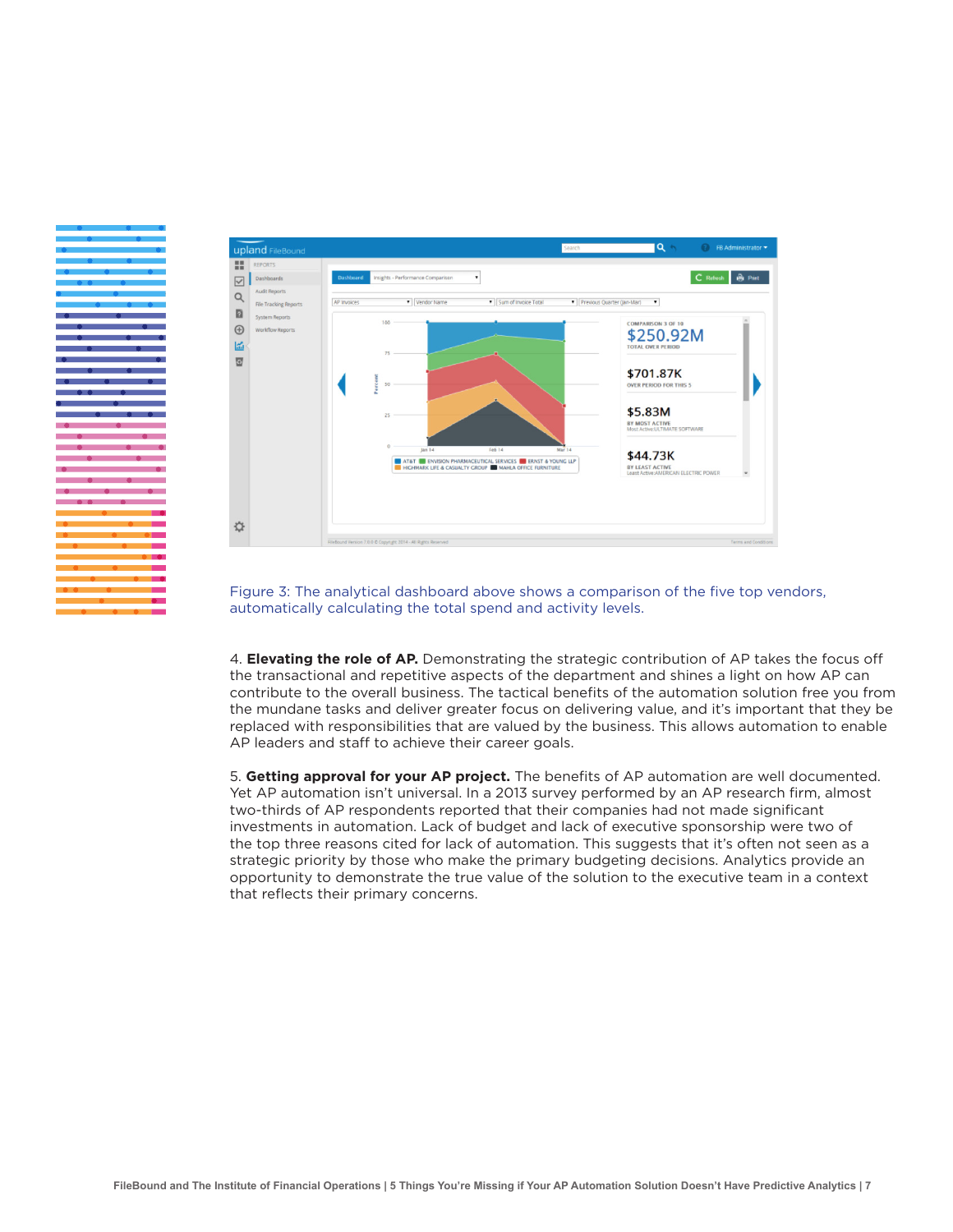Figure 3: The analytical dashboard above shows a comparison of the five top vendors, automatically calculating the total spend and activity levels.

4. **Elevating the role of AP.** Demonstrating the strategic contribution of AP takes the focus off the transactional and repetitive aspects of the department and shines a light on how AP can contribute to the overall business. The tactical benefits of the automation solution free you from the mundane tasks and deliver greater focus on delivering value, and it's important that they be replaced with responsibilities that are valued by the business. This allows automation to enable AP leaders and staff to achieve their career goals.

5. **Getting approval for your AP project.** The benefits of AP automation are well documented. Yet AP automation isn't universal. In a 2013 survey performed by an AP research firm, almost two-thirds of AP respondents reported that their companies had not made significant investments in automation. Lack of budget and lack of executive sponsorship were two of the top three reasons cited for lack of automation. This suggests that it's often not seen as a strategic priority by those who make the primary budgeting decisions. Analytics provide an opportunity to demonstrate the true value of the solution to the executive team in a context that reflects their primary concerns.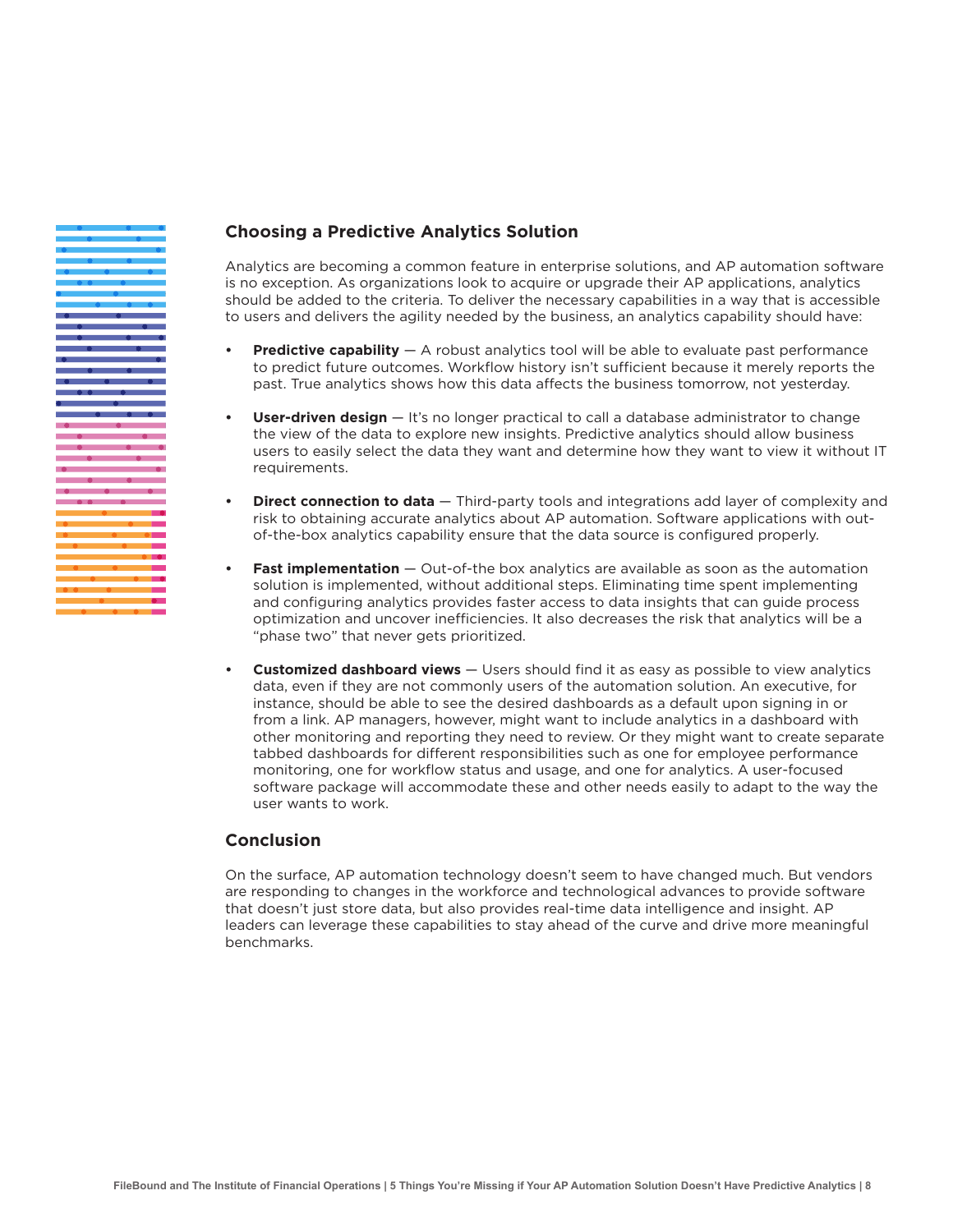## Choosing a Predictive Analytics Solution

Analytics are becoming a common feature in enterprise solutions, and AP automation software is no exception. As organizations look to acquire or upgrade their AP applications, analytics should be added to the criteria. To deliver the necessary capabilities in a way that is accessible to users and delivers the agility needed by the business, an analytics capability should have:

- **Predictive capability** — A robust analytics tool will be able to evaluate past performance to predict future outcomes. Workflow history isn't sufficient because it merely reports the past. True analytics shows how this data affects the business tomorrow, not yesterday.
- **User-driven design** — It's no longer practical to call a database administrator to change the view of the data to explore new insights. Predictive analytics should allow business users to easily select the data they want and determine how they want to view it without IT requirements.
- **Direct connection to data** — Third-party tools and integrations add layer of complexity and risk to obtaining accurate analytics about AP automation. Software applications with out-of-the-box analytics capability ensure that the data source is configured properly.
- **Fast implementation** — Out-of-the box analytics are available as soon as the automation solution is implemented, without additional steps. Eliminating time spent implementing and configuring analytics provides faster access to data insights that can guide process optimization and uncover inefficiencies. It also decreases the risk that analytics will be a "phase two" that never gets prioritized.
- **Customized dashboard views** — Users should find it as easy as possible to view analytics data, even if they are not commonly users of the automation solution. An executive, for instance, should be able to see the desired dashboards as a default upon signing in or from a link. AP managers, however, might want to include analytics in a dashboard with other monitoring and reporting they need to review. Or they might want to create separate tabbed dashboards for different responsibilities such as one for employee performance monitoring, one for workflow status and usage, and one for analytics. A user-focused software package will accommodate these and other needs easily to adapt to the way the user wants to work.

## Conclusion

On the surface, AP automation technology doesn't seem to have changed much. But vendors are responding to changes in the workforce and technological advances to provide software that doesn't just store data, but also provides real-time data intelligence and insight. AP leaders can leverage these capabilities to stay ahead of the curve and drive more meaningful benchmarks.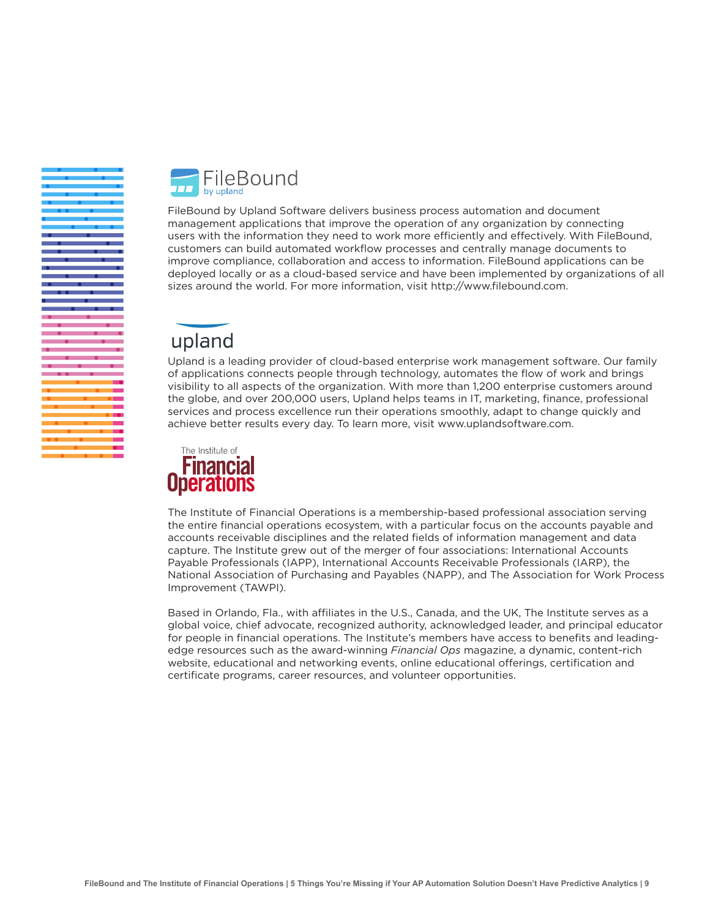## FileBound by upland

FileBound by Upland Software delivers business process automation and document management applications that improve the operation of any organization by connecting users with the information they need to work more efficiently and effectively. With FileBound, customers can build automated workflow processes and centrally manage documents to improve compliance, collaboration and access to information. FileBound applications can be deployed locally or as a cloud-based service and have been implemented by organizations of all sizes around the world. For more information, visit http://www.filebound.com.

## upland

Upland is a leading provider of cloud-based enterprise work management software. Our family of applications connects people through technology, automates the flow of work and brings visibility to all aspects of the organization. With more than 1,200 enterprise customers around the globe, and over 200,000 users, Upland helps teams in IT, marketing, finance, professional services and process excellence run their operations smoothly, adapt to change quickly and achieve better results every day. To learn more, visit www.uplandsoftware.com.

## The Institute of Financial Operations

The Institute of Financial Operations is a membership-based professional association serving the entire financial operations ecosystem, with a particular focus on the accounts payable and accounts receivable disciplines and the related fields of information management and data capture. The Institute grew out of the merger of four associations: International Accounts Payable Professionals (IAPP), International Accounts Receivable Professionals (IARP), the National Association of Purchasing and Payables (NAPP), and The Association for Work Process Improvement (TAWPI).

Based in Orlando, Fla., with affiliates in the U.S., Canada, and the UK, The Institute serves as a global voice, chief advocate, recognized authority, acknowledged leader, and principal educator for people in financial operations. The Institute's members have access to benefits and leading-edge resources such as the award-winning *Financial Ops* magazine, a dynamic, content-rich website, educational and networking events, online educational offerings, certification and certificate programs, career resources, and volunteer opportunities.